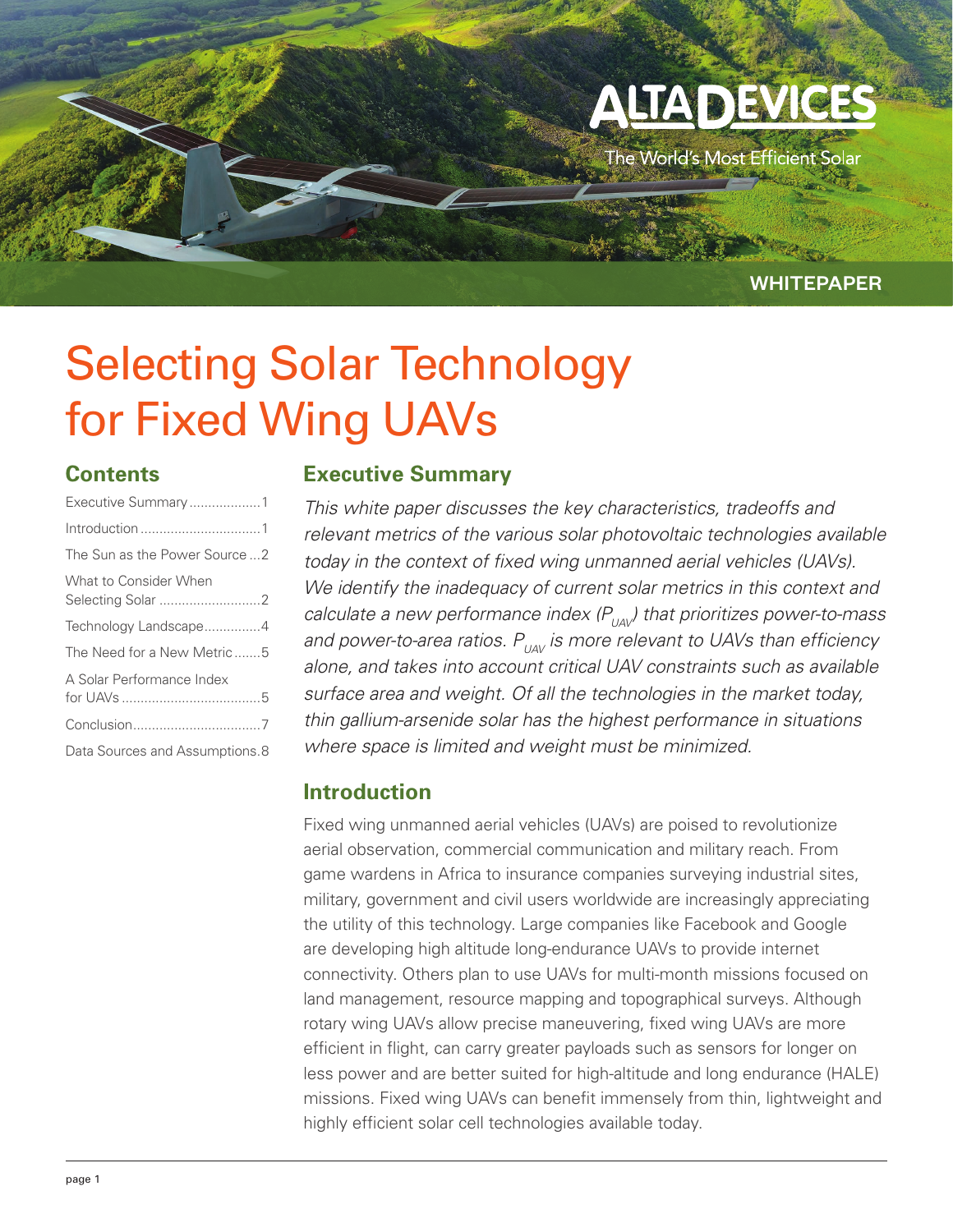ALTA DEVICES

The World's Most Efficient Solar

WHITEPAPER

# Selecting Solar Technology for Fixed Wing UAVs

## Contents

- Executive Summary ................... 1
- Introduction ................... 1
- The Sun as the Power Source ... 2
- What to Consider When Selecting Solar ................... 2
- Technology Landscape ................... 4
- The Need for a New Metric ....... 5
- A Solar Performance Index for UAVs ................... 5
- Conclusion ................... 7
- Data Sources and Assumptions. 8

## Executive Summary

*This white paper discusses the key characteristics, tradeoffs and relevant metrics of the various solar photovoltaic technologies available today in the context of fixed wing unmanned aerial vehicles (UAVs). We identify the inadequacy of current solar metrics in this context and calculate a new performance index ($P_{UAV}$) that prioritizes power-to-mass and power-to-area ratios. $P_{UAV}$ is more relevant to UAVs than efficiency alone, and takes into account critical UAV constraints such as available surface area and weight. Of all the technologies in the market today, thin gallium-arsenide solar has the highest performance in situations where space is limited and weight must be minimized.*

## Introduction

Fixed wing unmanned aerial vehicles (UAVs) are poised to revolutionize aerial observation, commercial communication and military reach. From game wardens in Africa to insurance companies surveying industrial sites, military, government and civil users worldwide are increasingly appreciating the utility of this technology. Large companies like Facebook and Google are developing high altitude long-endurance UAVs to provide internet connectivity. Others plan to use UAVs for multi-month missions focused on land management, resource mapping and topographical surveys. Although rotary wing UAVs allow precise maneuvering, fixed wing UAVs are more efficient in flight, can carry greater payloads such as sensors for longer on less power and are better suited for high-altitude and long endurance (HALE) missions. Fixed wing UAVs can benefit immensely from thin, lightweight and highly efficient solar cell technologies available today.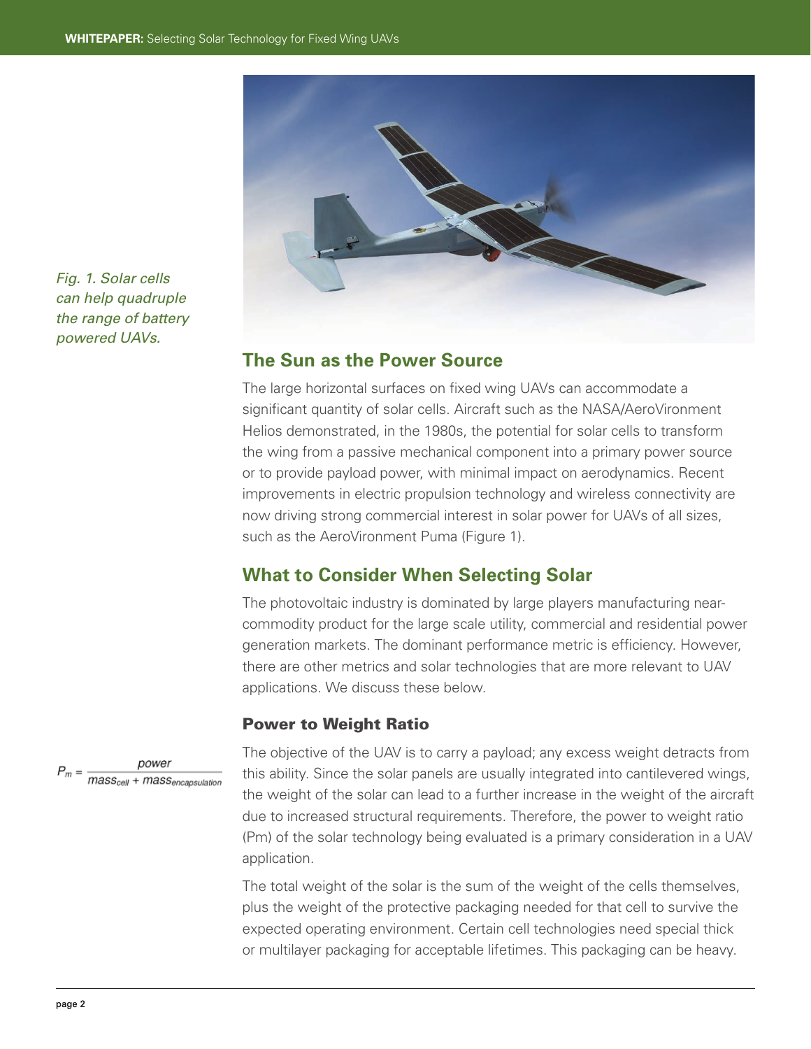*Fig. 1. Solar cells can help quadruple the range of battery powered UAVs.*

## The Sun as the Power Source

The large horizontal surfaces on fixed wing UAVs can accommodate a significant quantity of solar cells. Aircraft such as the NASA/AeroVironment Helios demonstrated, in the 1980s, the potential for solar cells to transform the wing from a passive mechanical component into a primary power source or to provide payload power, with minimal impact on aerodynamics. Recent improvements in electric propulsion technology and wireless connectivity are now driving strong commercial interest in solar power for UAVs of all sizes, such as the AeroVironment Puma (Figure 1).

## What to Consider When Selecting Solar

The photovoltaic industry is dominated by large players manufacturing near-commodity product for the large scale utility, commercial and residential power generation markets. The dominant performance metric is efficiency. However, there are other metrics and solar technologies that are more relevant to UAV applications. We discuss these below.

### Power to Weight Ratio

$$P_m = \frac{power}{mass_{cell} + mass_{encapsulation}}$$

The objective of the UAV is to carry a payload; any excess weight detracts from this ability. Since the solar panels are usually integrated into cantilevered wings, the weight of the solar can lead to a further increase in the weight of the aircraft due to increased structural requirements. Therefore, the power to weight ratio (Pm) of the solar technology being evaluated is a primary consideration in a UAV application.

The total weight of the solar is the sum of the weight of the cells themselves, plus the weight of the protective packaging needed for that cell to survive the expected operating environment. Certain cell technologies need special thick or multilayer packaging for acceptable lifetimes. This packaging can be heavy.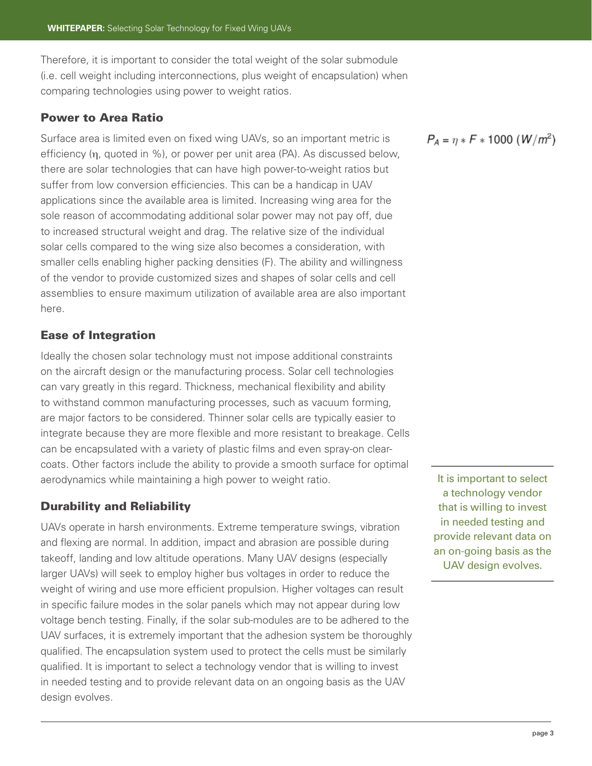Therefore, it is important to consider the total weight of the solar submodule (i.e. cell weight including interconnections, plus weight of encapsulation) when comparing technologies using power to weight ratios.

### Power to Area Ratio

Surface area is limited even on fixed wing UAVs, so an important metric is efficiency ($\eta$, quoted in %), or power per unit area (PA). As discussed below, there are solar technologies that can have high power-to-weight ratios but suffer from low conversion efficiencies. This can be a handicap in UAV applications since the available area is limited. Increasing wing area for the sole reason of accommodating additional solar power may not pay off, due to increased structural weight and drag. The relative size of the individual solar cells compared to the wing size also becomes a consideration, with smaller cells enabling higher packing densities (F). The ability and willingness of the vendor to provide customized sizes and shapes of solar cells and cell assemblies to ensure maximum utilization of available area are also important here.

$$P_A = \eta * F * 1000 \ (W/m^2)$$

### Ease of Integration

Ideally the chosen solar technology must not impose additional constraints on the aircraft design or the manufacturing process. Solar cell technologies can vary greatly in this regard. Thickness, mechanical flexibility and ability to withstand common manufacturing processes, such as vacuum forming, are major factors to be considered. Thinner solar cells are typically easier to integrate because they are more flexible and more resistant to breakage. Cells can be encapsulated with a variety of plastic films and even spray-on clear-coats. Other factors include the ability to provide a smooth surface for optimal aerodynamics while maintaining a high power to weight ratio.

### Durability and Reliability

UAVs operate in harsh environments. Extreme temperature swings, vibration and flexing are normal. In addition, impact and abrasion are possible during takeoff, landing and low altitude operations. Many UAV designs (especially larger UAVs) will seek to employ higher bus voltages in order to reduce the weight of wiring and use more efficient propulsion. Higher voltages can result in specific failure modes in the solar panels which may not appear during low voltage bench testing. Finally, if the solar sub-modules are to be adhered to the UAV surfaces, it is extremely important that the adhesion system be thoroughly qualified. The encapsulation system used to protect the cells must be similarly qualified. It is important to select a technology vendor that is willing to invest in needed testing and to provide relevant data on an ongoing basis as the UAV design evolves.

> It is important to select a technology vendor that is willing to invest in needed testing and provide relevant data on an on-going basis as the UAV design evolves.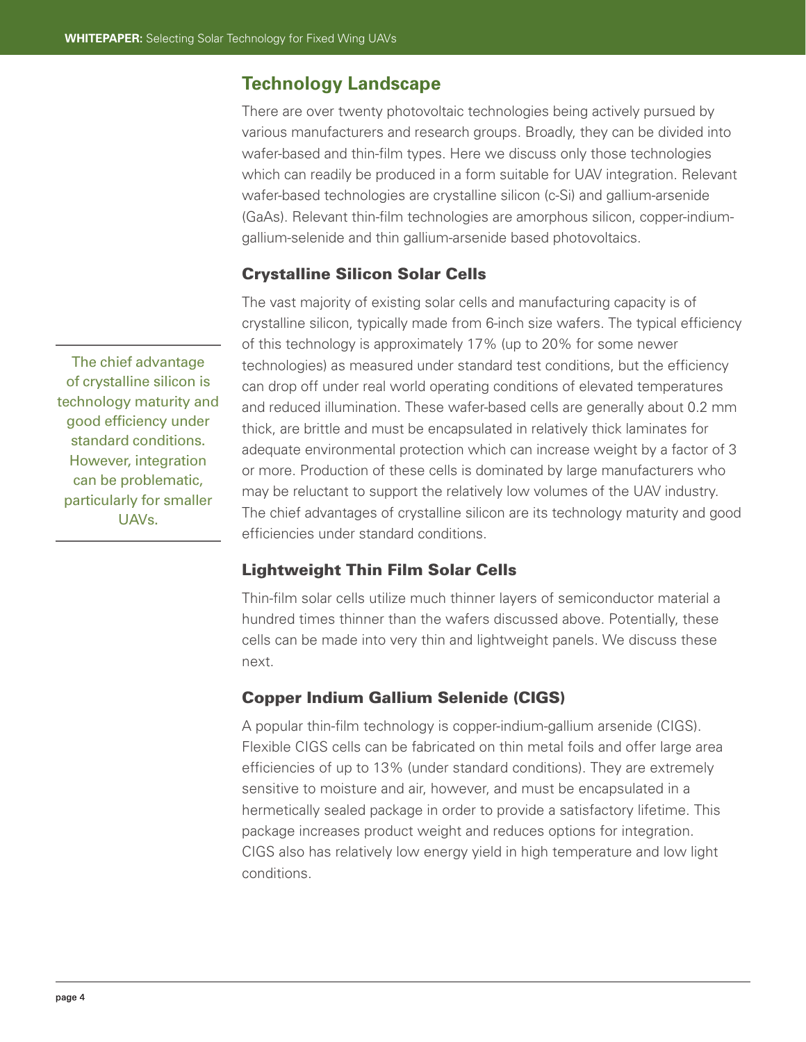## Technology Landscape

There are over twenty photovoltaic technologies being actively pursued by various manufacturers and research groups. Broadly, they can be divided into wafer-based and thin-film types. Here we discuss only those technologies which can readily be produced in a form suitable for UAV integration. Relevant wafer-based technologies are crystalline silicon (c-Si) and gallium-arsenide (GaAs). Relevant thin-film technologies are amorphous silicon, copper-indium-gallium-selenide and thin gallium-arsenide based photovoltaics.

### Crystalline Silicon Solar Cells

The vast majority of existing solar cells and manufacturing capacity is of crystalline silicon, typically made from 6-inch size wafers. The typical efficiency of this technology is approximately 17% (up to 20% for some newer technologies) as measured under standard test conditions, but the efficiency can drop off under real world operating conditions of elevated temperatures and reduced illumination. These wafer-based cells are generally about 0.2 mm thick, are brittle and must be encapsulated in relatively thick laminates for adequate environmental protection which can increase weight by a factor of 3 or more. Production of these cells is dominated by large manufacturers who may be reluctant to support the relatively low volumes of the UAV industry. The chief advantages of crystalline silicon are its technology maturity and good efficiencies under standard conditions.

> The chief advantage of crystalline silicon is technology maturity and good efficiency under standard conditions. However, integration can be problematic, particularly for smaller UAVs.

### Lightweight Thin Film Solar Cells

Thin-film solar cells utilize much thinner layers of semiconductor material a hundred times thinner than the wafers discussed above. Potentially, these cells can be made into very thin and lightweight panels. We discuss these next.

### Copper Indium Gallium Selenide (CIGS)

A popular thin-film technology is copper-indium-gallium arsenide (CIGS). Flexible CIGS cells can be fabricated on thin metal foils and offer large area efficiencies of up to 13% (under standard conditions). They are extremely sensitive to moisture and air, however, and must be encapsulated in a hermetically sealed package in order to provide a satisfactory lifetime. This package increases product weight and reduces options for integration. CIGS also has relatively low energy yield in high temperature and low light conditions.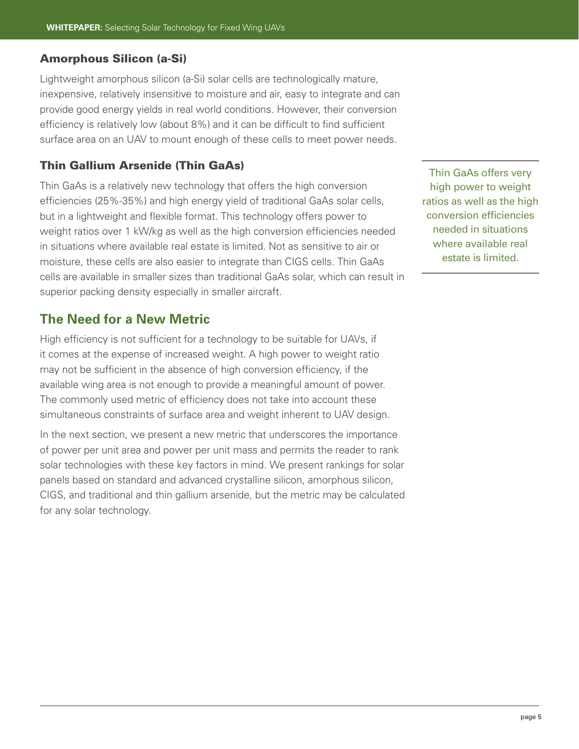### Amorphous Silicon (a-Si)

Lightweight amorphous silicon (a-Si) solar cells are technologically mature, inexpensive, relatively insensitive to moisture and air, easy to integrate and can provide good energy yields in real world conditions. However, their conversion efficiency is relatively low (about 8%) and it can be difficult to find sufficient surface area on an UAV to mount enough of these cells to meet power needs.

### Thin Gallium Arsenide (Thin GaAs)

Thin GaAs is a relatively new technology that offers the high conversion efficiencies (25%-35%) and high energy yield of traditional GaAs solar cells, but in a lightweight and flexible format. This technology offers power to weight ratios over 1 kW/kg as well as the high conversion efficiencies needed in situations where available real estate is limited. Not as sensitive to air or moisture, these cells are also easier to integrate than CIGS cells. Thin GaAs cells are available in smaller sizes than traditional GaAs solar, which can result in superior packing density especially in smaller aircraft.

> Thin GaAs offers very high power to weight ratios as well as the high conversion efficiencies needed in situations where available real estate is limited.

## The Need for a New Metric

High efficiency is not sufficient for a technology to be suitable for UAVs, if it comes at the expense of increased weight. A high power to weight ratio may not be sufficient in the absence of high conversion efficiency, if the available wing area is not enough to provide a meaningful amount of power. The commonly used metric of efficiency does not take into account these simultaneous constraints of surface area and weight inherent to UAV design.

In the next section, we present a new metric that underscores the importance of power per unit area and power per unit mass and permits the reader to rank solar technologies with these key factors in mind. We present rankings for solar panels based on standard and advanced crystalline silicon, amorphous silicon, CIGS, and traditional and thin gallium arsenide, but the metric may be calculated for any solar technology.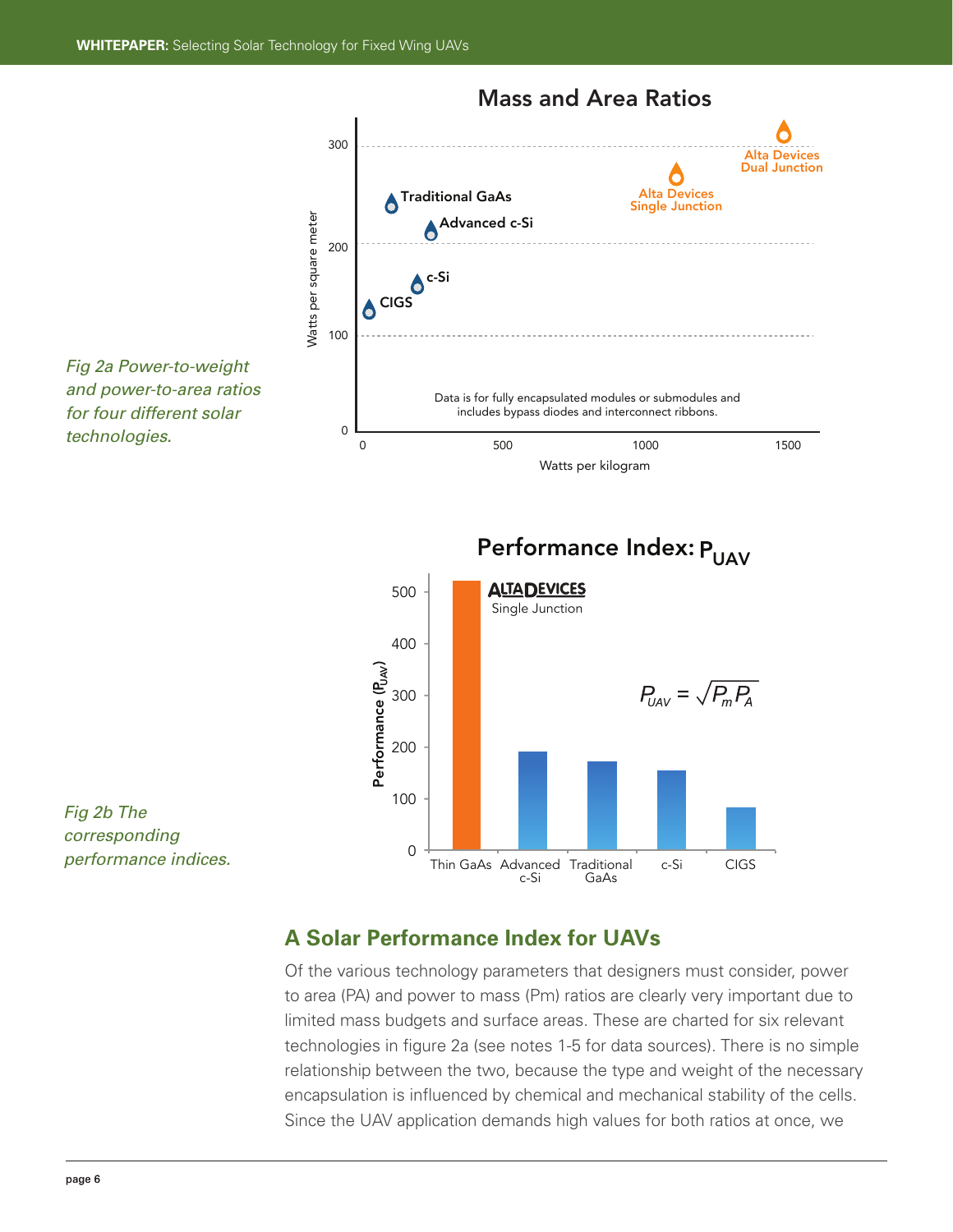## Mass and Area Ratios

*Fig 2a Power-to-weight and power-to-area ratios for four different solar technologies.*

Data is for fully encapsulated modules or submodules and includes bypass diodes and interconnect ribbons.

## Performance Index: $P_{UAV}$

$$P_{UAV} = \sqrt{P_m P_A}$$

*Fig 2b The corresponding performance indices.*

## A Solar Performance Index for UAVs

Of the various technology parameters that designers must consider, power to area (PA) and power to mass (Pm) ratios are clearly very important due to limited mass budgets and surface areas. These are charted for six relevant technologies in figure 2a (see notes 1-5 for data sources). There is no simple relationship between the two, because the type and weight of the necessary encapsulation is influenced by chemical and mechanical stability of the cells. Since the UAV application demands high values for both ratios at once, we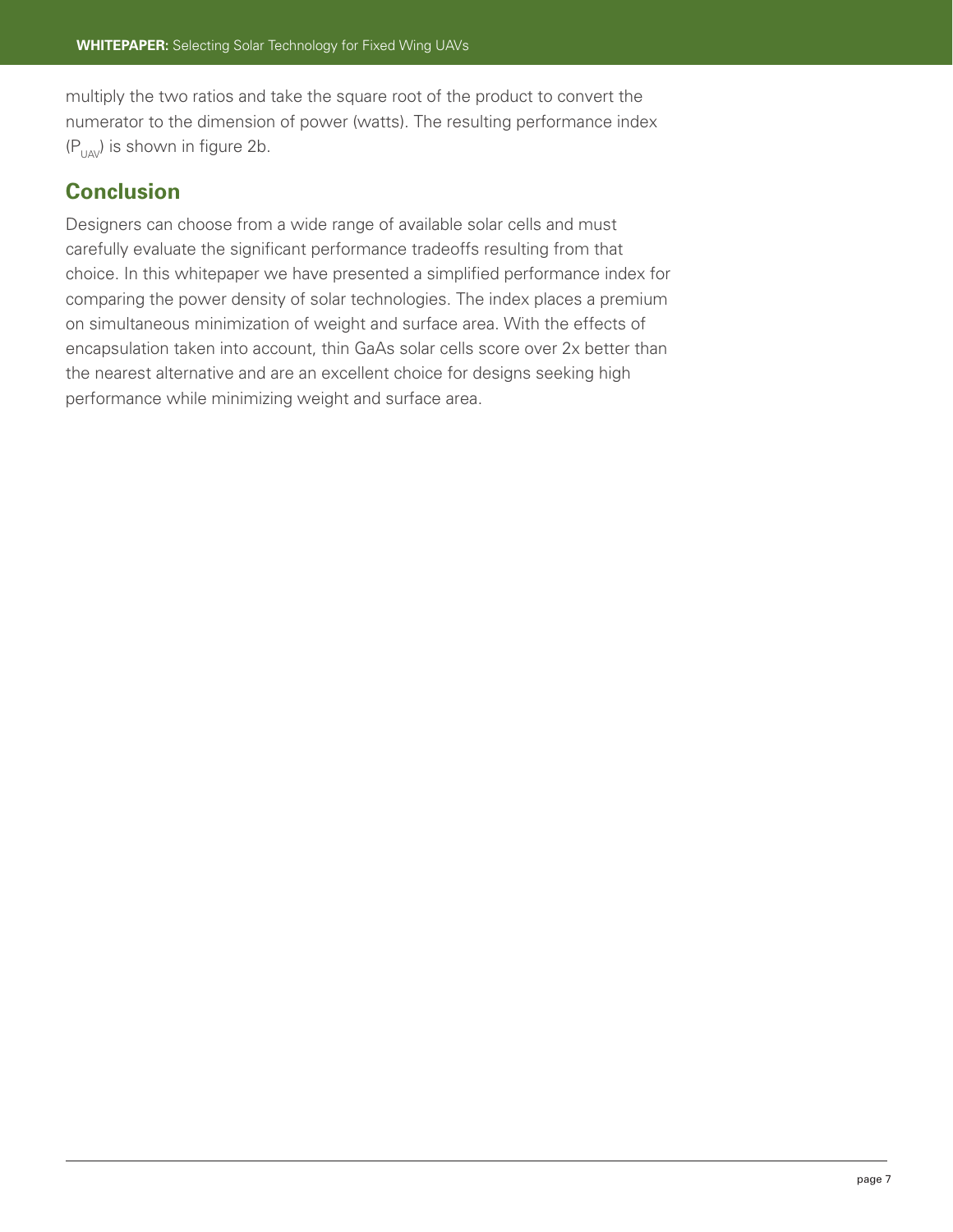multiply the two ratios and take the square root of the product to convert the numerator to the dimension of power (watts). The resulting performance index ($P_{UAV}$) is shown in figure 2b.

## Conclusion

Designers can choose from a wide range of available solar cells and must carefully evaluate the significant performance tradeoffs resulting from that choice. In this whitepaper we have presented a simplified performance index for comparing the power density of solar technologies. The index places a premium on simultaneous minimization of weight and surface area. With the effects of encapsulation taken into account, thin GaAs solar cells score over 2x better than the nearest alternative and are an excellent choice for designs seeking high performance while minimizing weight and surface area.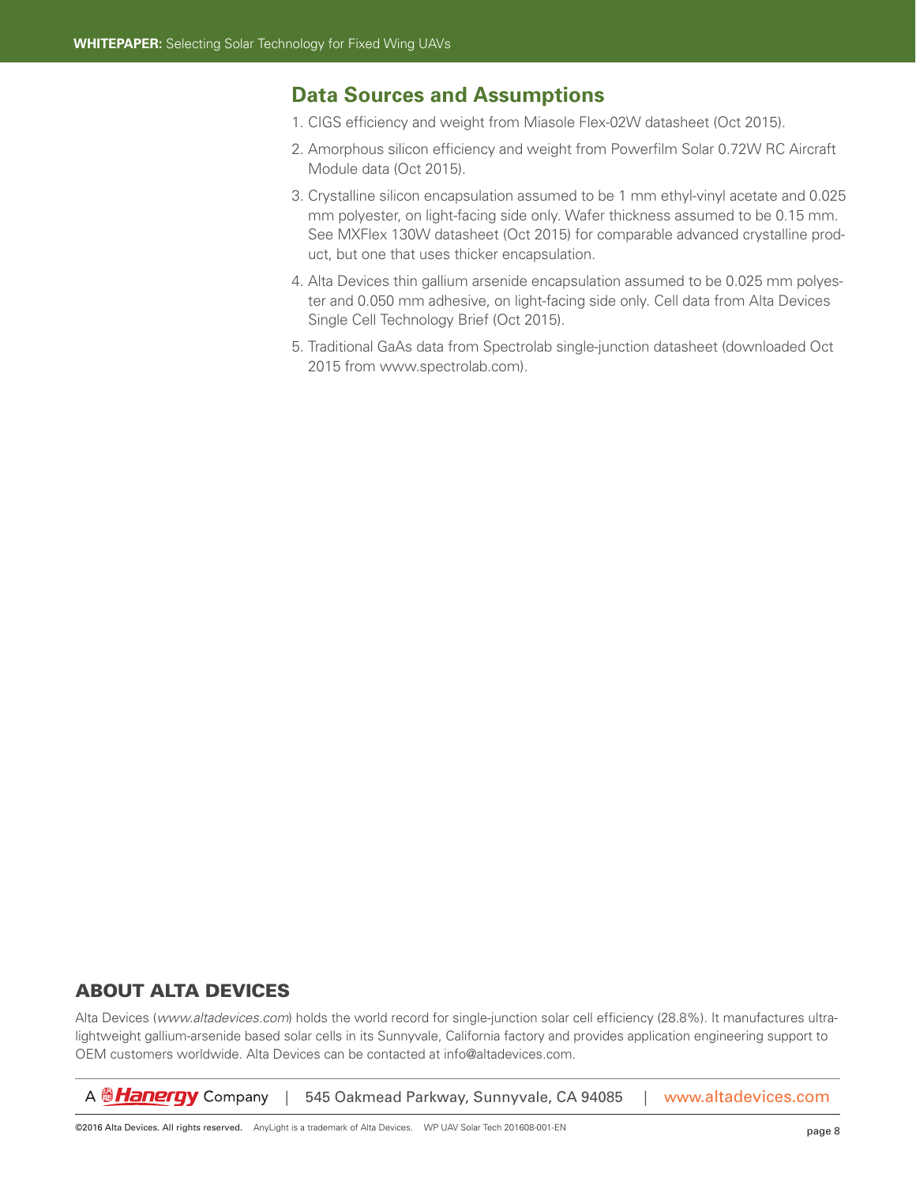## Data Sources and Assumptions

1. CIGS efficiency and weight from Miasole Flex-02W datasheet (Oct 2015).
2. Amorphous silicon efficiency and weight from Powerfilm Solar 0.72W RC Aircraft Module data (Oct 2015).
3. Crystalline silicon encapsulation assumed to be 1 mm ethyl-vinyl acetate and 0.025 mm polyester, on light-facing side only. Wafer thickness assumed to be 0.15 mm. See MXFlex 130W datasheet (Oct 2015) for comparable advanced crystalline product, but one that uses thicker encapsulation.
4. Alta Devices thin gallium arsenide encapsulation assumed to be 0.025 mm polyester and 0.050 mm adhesive, on light-facing side only. Cell data from Alta Devices Single Cell Technology Brief (Oct 2015).
5. Traditional GaAs data from Spectrolab single-junction datasheet (downloaded Oct 2015 from www.spectrolab.com).

## ABOUT ALTA DEVICES

Alta Devices (*www.altadevices.com*) holds the world record for single-junction solar cell efficiency (28.8%). It manufactures ultra-lightweight gallium-arsenide based solar cells in its Sunnyvale, California factory and provides application engineering support to OEM customers worldwide. Alta Devices can be contacted at info@altadevices.com.

A Hanergy Company | 545 Oakmead Parkway, Sunnyvale, CA 94085 | www.altadevices.com

©2016 Alta Devices. All rights reserved. AnyLight is a trademark of Alta Devices. WP UAV Solar Tech 201608-001-EN